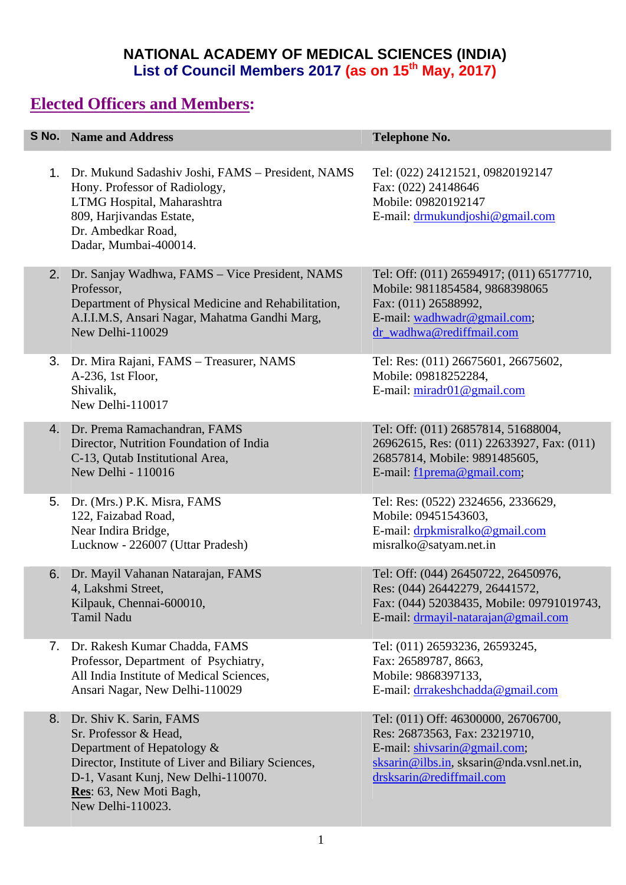# NATIONAL ACADEMY OF MEDICAL SCIENCES (INDIA)

## List of Council Members 2017 (as on 15th May, 2017)

## Elected Officers and Members:

| S No. | Name and Address | Telephone No. |
|---|---|---|
| 1. | Dr. Mukund Sadashiv Joshi, FAMS – President, NAMS<br>Hony. Professor of Radiology,<br>LTMG Hospital, Maharashtra<br>809, Harjivandas Estate,<br>Dr. Ambedkar Road,<br>Dadar, Mumbai-400014. | Tel: (022) 24121521, 09820192147<br>Fax: (022) 24148646<br>Mobile: 09820192147<br>E-mail: drmukundjoshi@gmail.com |
| 2. | Dr. Sanjay Wadhwa, FAMS – Vice President, NAMS<br>Professor,<br>Department of Physical Medicine and Rehabilitation,<br>A.I.I.M.S, Ansari Nagar, Mahatma Gandhi Marg,<br>New Delhi-110029 | Tel: Off: (011) 26594917; (011) 65177710,<br>Mobile: 9811854584, 9868398065<br>Fax: (011) 26588992,<br>E-mail: wadhwadr@gmail.com;<br>dr_wadhwa@rediffmail.com |
| 3. | Dr. Mira Rajani, FAMS – Treasurer, NAMS<br>A-236, 1st Floor,<br>Shivalik,<br>New Delhi-110017 | Tel: Res: (011) 26675601, 26675602,<br>Mobile: 09818252284,<br>E-mail: miradr01@gmail.com |
| 4. | Dr. Prema Ramachandran, FAMS<br>Director, Nutrition Foundation of India<br>C-13, Qutab Institutional Area,<br>New Delhi - 110016 | Tel: Off: (011) 26857814, 51688004, 26962615, Res: (011) 22633927, Fax: (011) 26857814, Mobile: 9891485605,<br>E-mail: f1prema@gmail.com; |
| 5. | Dr. (Mrs.) P.K. Misra, FAMS<br>122, Faizabad Road,<br>Near Indira Bridge,<br>Lucknow - 226007 (Uttar Pradesh) | Tel: Res: (0522) 2324656, 2336629,<br>Mobile: 09451543603,<br>E-mail: drpkmisralko@gmail.com<br>misralko@satyam.net.in |
| 6. | Dr. Mayil Vahanan Natarajan, FAMS<br>4, Lakshmi Street,<br>Kilpauk, Chennai-600010,<br>Tamil Nadu | Tel: Off: (044) 26450722, 26450976,<br>Res: (044) 26442279, 26441572,<br>Fax: (044) 52038435, Mobile: 09791019743,<br>E-mail: drmayil-natarajan@gmail.com |
| 7. | Dr. Rakesh Kumar Chadda, FAMS<br>Professor, Department of Psychiatry,<br>All India Institute of Medical Sciences,<br>Ansari Nagar, New Delhi-110029 | Tel: (011) 26593236, 26593245,<br>Fax: 26589787, 8663,<br>Mobile: 9868397133,<br>E-mail: drrakeshchadda@gmail.com |
| 8. | Dr. Shiv K. Sarin, FAMS<br>Sr. Professor & Head,<br>Department of Hepatology &<br>Director, Institute of Liver and Biliary Sciences,<br>D-1, Vasant Kunj, New Delhi-110070.<br>**Res**: 63, New Moti Bagh,<br>New Delhi-110023. | Tel: (011) Off: 46300000, 26706700,<br>Res: 26873563, Fax: 23219710,<br>E-mail: shivsarin@gmail.com;<br>sksarin@ilbs.in, sksarin@nda.vsnl.net.in,<br>drsksarin@rediffmail.com |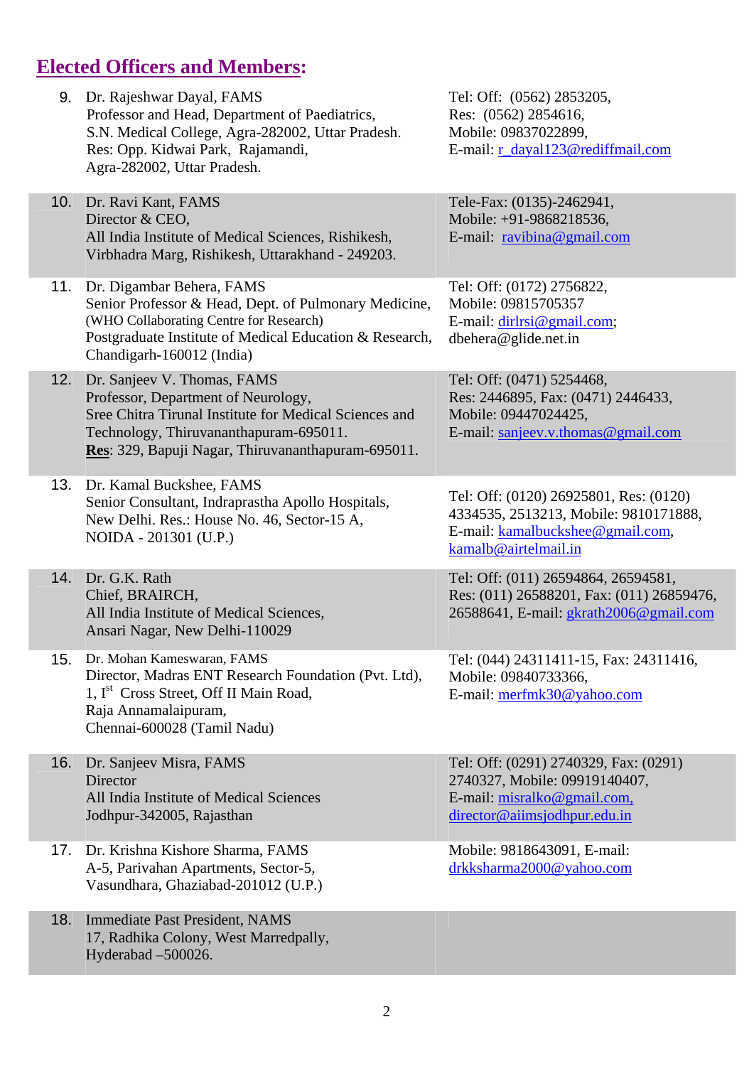## Elected Officers and Members:

| No. | Name & Address | Contact |
|---|---|---|
| 9. | Dr. Rajeshwar Dayal, FAMS<br>Professor and Head, Department of Paediatrics,<br>S.N. Medical College, Agra-282002, Uttar Pradesh.<br>Res: Opp. Kidwai Park, Rajamandi,<br>Agra-282002, Uttar Pradesh. | Tel: Off: (0562) 2853205,<br>Res: (0562) 2854616,<br>Mobile: 09837022899,<br>E-mail: r_dayal123@rediffmail.com |
| 10. | Dr. Ravi Kant, FAMS<br>Director & CEO,<br>All India Institute of Medical Sciences, Rishikesh,<br>Virbhadra Marg, Rishikesh, Uttarakhand - 249203. | Tele-Fax: (0135)-2462941,<br>Mobile: +91-9868218536,<br>E-mail: ravibina@gmail.com |
| 11. | Dr. Digambar Behera, FAMS<br>Senior Professor & Head, Dept. of Pulmonary Medicine,<br>(WHO Collaborating Centre for Research)<br>Postgraduate Institute of Medical Education & Research,<br>Chandigarh-160012 (India) | Tel: Off: (0172) 2756822,<br>Mobile: 09815705357<br>E-mail: dirlrsi@gmail.com;<br>dbehera@glide.net.in |
| 12. | Dr. Sanjeev V. Thomas, FAMS<br>Professor, Department of Neurology,<br>Sree Chitra Tirunal Institute for Medical Sciences and Technology, Thiruvananthapuram-695011.<br>**Res**: 329, Bapuji Nagar, Thiruvananthapuram-695011. | Tel: Off: (0471) 5254468,<br>Res: 2446895, Fax: (0471) 2446433,<br>Mobile: 09447024425,<br>E-mail: sanjeev.v.thomas@gmail.com |
| 13. | Dr. Kamal Buckshee, FAMS<br>Senior Consultant, Indraprastha Apollo Hospitals,<br>New Delhi. Res.: House No. 46, Sector-15 A,<br>NOIDA - 201301 (U.P.) | Tel: Off: (0120) 26925801, Res: (0120) 4334535, 2513213, Mobile: 9810171888,<br>E-mail: kamalbuckshee@gmail.com,<br>kamalb@airtelmail.in |
| 14. | Dr. G.K. Rath<br>Chief, BRAIRCH,<br>All India Institute of Medical Sciences,<br>Ansari Nagar, New Delhi-110029 | Tel: Off: (011) 26594864, 26594581,<br>Res: (011) 26588201, Fax: (011) 26859476,<br>26588641, E-mail: gkrath2006@gmail.com |
| 15. | Dr. Mohan Kameswaran, FAMS<br>Director, Madras ENT Research Foundation (Pvt. Ltd),<br>1, Ist Cross Street, Off II Main Road,<br>Raja Annamalaipuram,<br>Chennai-600028 (Tamil Nadu) | Tel: (044) 24311411-15, Fax: 24311416,<br>Mobile: 09840733366,<br>E-mail: merfmk30@yahoo.com |
| 16. | Dr. Sanjeev Misra, FAMS<br>Director<br>All India Institute of Medical Sciences<br>Jodhpur-342005, Rajasthan | Tel: Off: (0291) 2740329, Fax: (0291) 2740327, Mobile: 09919140407,<br>E-mail: misralko@gmail.com,<br>director@aiimsjodhpur.edu.in |
| 17. | Dr. Krishna Kishore Sharma, FAMS<br>A-5, Parivahan Apartments, Sector-5,<br>Vasundhara, Ghaziabad-201012 (U.P.) | Mobile: 9818643091, E-mail:<br>drkksharma2000@yahoo.com |
| 18. | Immediate Past President, NAMS<br>17, Radhika Colony, West Marredpally,<br>Hyderabad –500026. | |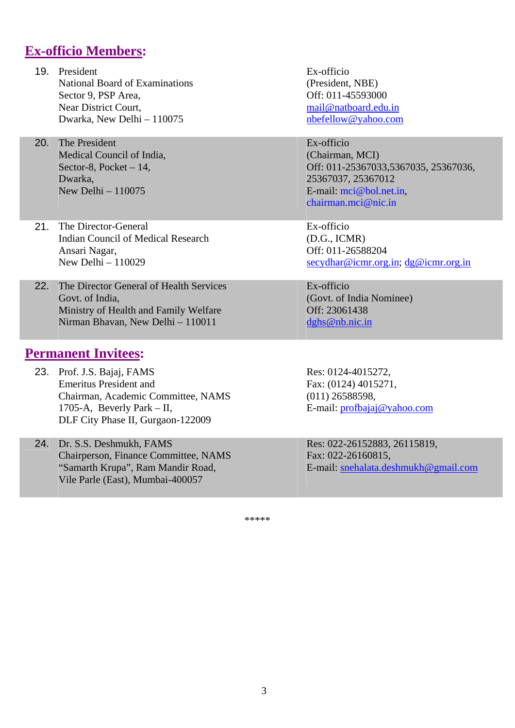## Ex-officio Members:

| | | |
|---|---|---|
| 19. | President<br>National Board of Examinations<br>Sector 9, PSP Area,<br>Near District Court,<br>Dwarka, New Delhi – 110075 | Ex-officio<br>(President, NBE)<br>Off: 011-45593000<br>mail@natboard.edu.in<br>nbefellow@yahoo.com |
| 20. | The President<br>Medical Council of India,<br>Sector-8, Pocket – 14,<br>Dwarka,<br>New Delhi – 110075 | Ex-officio<br>(Chairman, MCI)<br>Off: 011-25367033,5367035, 25367036, 25367037, 25367012<br>E-mail: mci@bol.net.in, chairman.mci@nic.in |
| 21. | The Director-General<br>Indian Council of Medical Research<br>Ansari Nagar,<br>New Delhi – 110029 | Ex-officio<br>(D.G., ICMR)<br>Off: 011-26588204<br>secydhar@icmr.org.in; dg@icmr.org.in |
| 22. | The Director General of Health Services<br>Govt. of India,<br>Ministry of Health and Family Welfare<br>Nirman Bhavan, New Delhi – 110011 | Ex-officio<br>(Govt. of India Nominee)<br>Off: 23061438<br>dghs@nb.nic.in |

## Permanent Invitees:

| | | |
|---|---|---|
| 23. | Prof. J.S. Bajaj, FAMS<br>Emeritus President and<br>Chairman, Academic Committee, NAMS<br>1705-A, Beverly Park – II,<br>DLF City Phase II, Gurgaon-122009 | Res: 0124-4015272,<br>Fax: (0124) 4015271,<br>(011) 26588598,<br>E-mail: profbajaj@yahoo.com |
| 24. | Dr. S.S. Deshmukh, FAMS<br>Chairperson, Finance Committee, NAMS<br>"Samarth Krupa", Ram Mandir Road,<br>Vile Parle (East), Mumbai-400057 | Res: 022-26152883, 26115819,<br>Fax: 022-26160815,<br>E-mail: snehalata.deshmukh@gmail.com |

*****